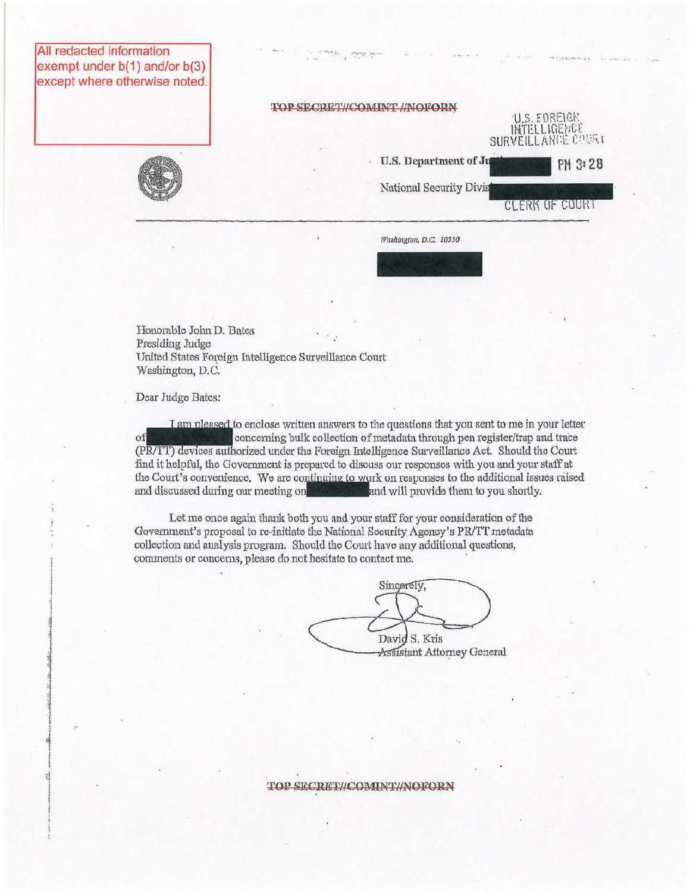All redacted information exempt under b(1) and/or b(3) except where otherwise noted.

~~TOP SECRET//COMINT//NOFORN~~

U.S. FOREIGN INTELLIGENCE SURVEILLANCE COURT

**U.S. Department of Ju**[REDACTED] PM 3:28

National Security Divis[REDACTED]

CLERK OF COURT

*Washington, D.C. 20530*

[REDACTED]

Honorable John D. Bates
Presiding Judge
United States Foreign Intelligence Surveillance Court
Washington, D.C.

Dear Judge Bates:

I am pleased to enclose written answers to the questions that you sent to me in your letter of [REDACTED] concerning bulk collection of metadata through pen register/trap and trace (PR/TT) devices authorized under the Foreign Intelligence Surveillance Act. Should the Court find it helpful, the Government is prepared to discuss our responses with you and your staff at the Court's convenience. We are continuing to work on responses to the additional issues raised and discussed during our meeting on [REDACTED] and will provide them to you shortly.

Let me once again thank both you and your staff for your consideration of the Government's proposal to re-initiate the National Security Agency's PR/TT metadata collection and analysis program. Should the Court have any additional questions, comments or concerns, please do not hesitate to contact me.

Sincerely,

David S. Kris
Assistant Attorney General

~~TOP SECRET//COMINT//NOFORN~~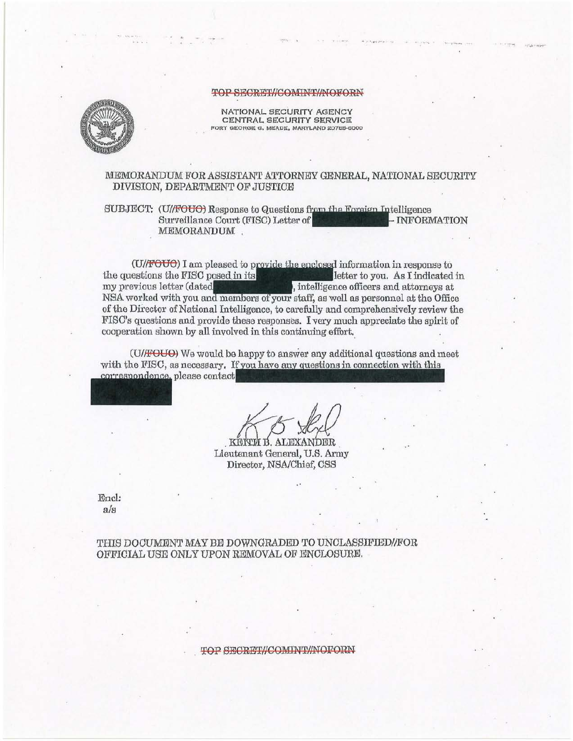~~TOP SECRET//COMINT//NOFORN~~

NATIONAL SECURITY AGENCY
CENTRAL SECURITY SERVICE
FORT GEORGE G. MEADE, MARYLAND 20755-6000

MEMORANDUM FOR ASSISTANT ATTORNEY GENERAL, NATIONAL SECURITY DIVISION, DEPARTMENT OF JUSTICE

SUBJECT: (U//~~FOUO~~) Response to Questions from the Foreign Intelligence Surveillance Court (FISC) Letter of [REDACTED] - INFORMATION MEMORANDUM

(U//~~FOUO~~) I am pleased to provide the enclosed information in response to the questions the FISC posed in its [REDACTED] letter to you. As I indicated in my previous letter (dated [REDACTED], intelligence officers and attorneys at NSA worked with you and members of your staff, as well as personnel at the Office of the Director of National Intelligence, to carefully and comprehensively review the FISC's questions and provide these responses. I very much appreciate the spirit of cooperation shown by all involved in this continuing effort.

(U//~~FOUO~~) We would be happy to answer any additional questions and meet with the FISC, as necessary. If you have any questions in connection with this correspondence, please contact [REDACTED]

KEITH B. ALEXANDER
Lieutenant General, U.S. Army
Director, NSA/Chief, CSS

Encl:
a/s

THIS DOCUMENT MAY BE DOWNGRADED TO UNCLASSIFIED//FOR OFFICIAL USE ONLY UPON REMOVAL OF ENCLOSURE.

~~TOP SECRET//COMINT//NOFORN~~